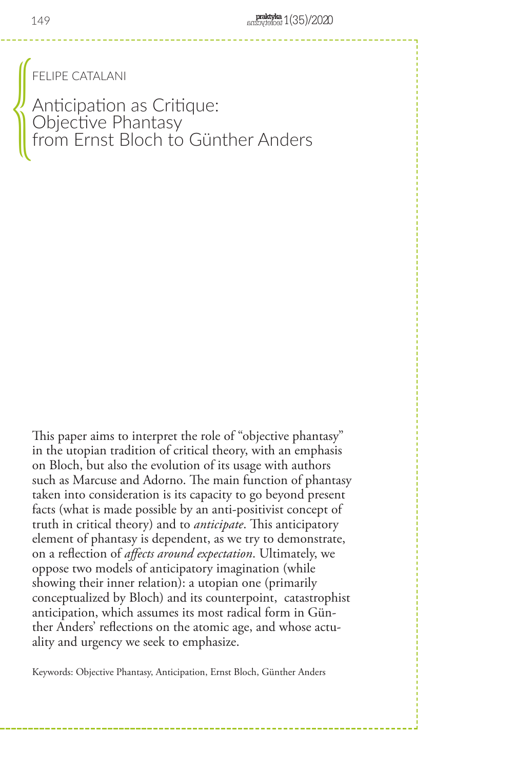FELIPE CATALANI

# Anticipation as Critique: Objective Phantasy from Ernst Bloch to Günther Anders

This paper aims to interpret the role of "objective phantasy" in the utopian tradition of critical theory, with an emphasis on Bloch, but also the evolution of its usage with authors such as Marcuse and Adorno. The main function of phantasy taken into consideration is its capacity to go beyond present facts (what is made possible by an anti-positivist concept of truth in critical theory) and to *anticipate*. This anticipatory element of phantasy is dependent, as we try to demonstrate, on a reflection of *affects around expectation*. Ultimately, we oppose two models of anticipatory imagination (while showing their inner relation): a utopian one (primarily conceptualized by Bloch) and its counterpoint, catastrophist anticipation, which assumes its most radical form in Günther Anders' reflections on the atomic age, and whose actuality and urgency we seek to emphasize.

Keywords: Objective Phantasy, Anticipation, Ernst Bloch, Günther Anders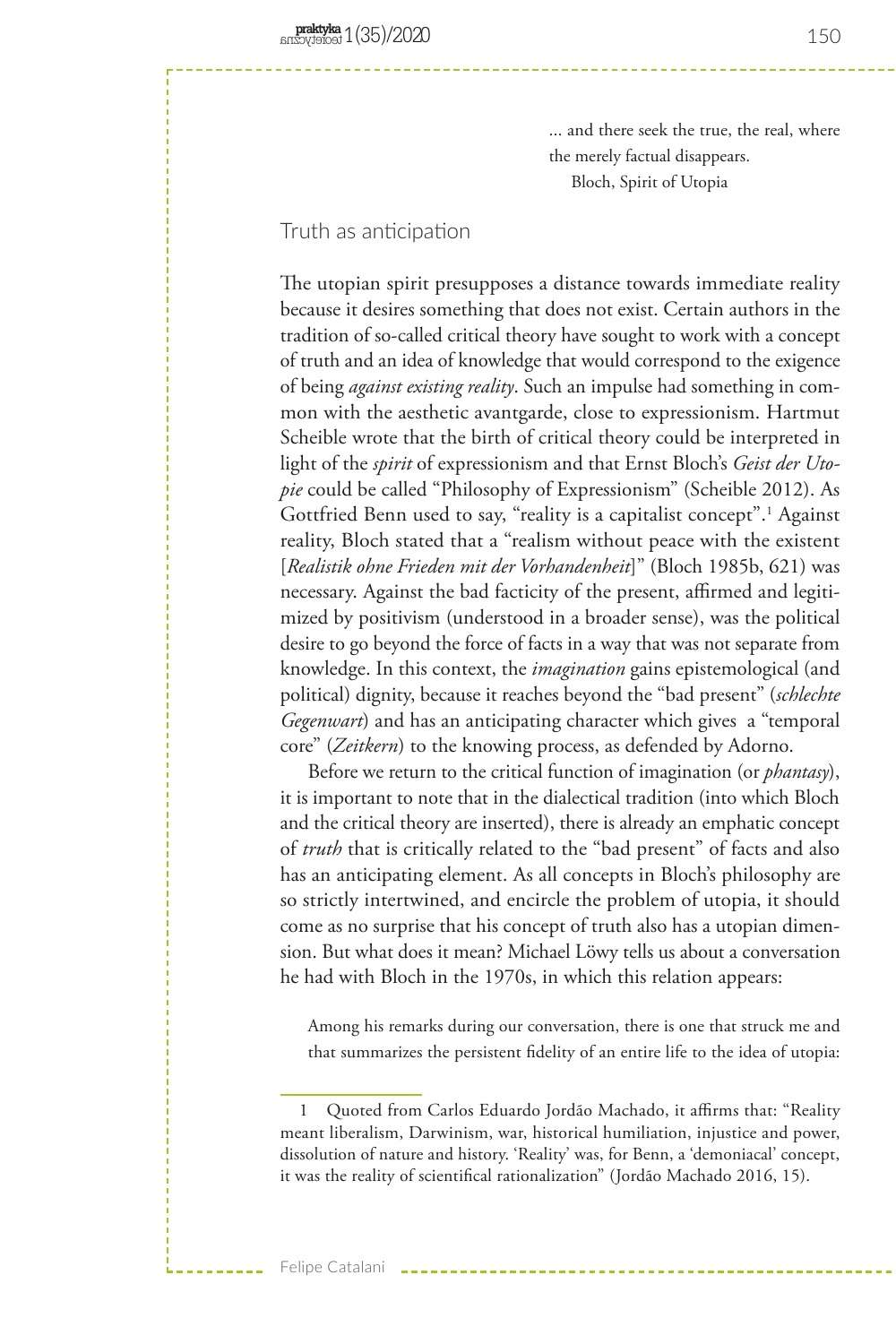... and there seek the true, the real, where the merely factual disappears.
Bloch, Spirit of Utopia

## Truth as anticipation

The utopian spirit presupposes a distance towards immediate reality because it desires something that does not exist. Certain authors in the tradition of so-called critical theory have sought to work with a concept of truth and an idea of knowledge that would correspond to the exigence of being *against existing reality*. Such an impulse had something in common with the aesthetic avantgarde, close to expressionism. Hartmut Scheible wrote that the birth of critical theory could be interpreted in light of the *spirit* of expressionism and that Ernst Bloch's *Geist der Utopie* could be called "Philosophy of Expressionism" (Scheible 2012). As Gottfried Benn used to say, "reality is a capitalist concept".[1] Against reality, Bloch stated that a "realism without peace with the existent [*Realistik ohne Frieden mit der Vorhandenheit*]" (Bloch 1985b, 621) was necessary. Against the bad facticity of the present, affirmed and legitimized by positivism (understood in a broader sense), was the political desire to go beyond the force of facts in a way that was not separate from knowledge. In this context, the *imagination* gains epistemological (and political) dignity, because it reaches beyond the "bad present" (*schlechte Gegenwart*) and has an anticipating character which gives a "temporal core" (*Zeitkern*) to the knowing process, as defended by Adorno.

Before we return to the critical function of imagination (or *phantasy*), it is important to note that in the dialectical tradition (into which Bloch and the critical theory are inserted), there is already an emphatic concept of *truth* that is critically related to the "bad present" of facts and also has an anticipating element. As all concepts in Bloch's philosophy are so strictly intertwined, and encircle the problem of utopia, it should come as no surprise that his concept of truth also has a utopian dimension. But what does it mean? Michael Löwy tells us about a conversation he had with Bloch in the 1970s, in which this relation appears:

> Among his remarks during our conversation, there is one that struck me and that summarizes the persistent fidelity of an entire life to the idea of utopia:

1 Quoted from Carlos Eduardo Jordão Machado, it affirms that: "Reality meant liberalism, Darwinism, war, historical humiliation, injustice and power, dissolution of nature and history. 'Reality' was, for Benn, a 'demoniacal' concept, it was the reality of scientifical rationalization" (Jordão Machado 2016, 15).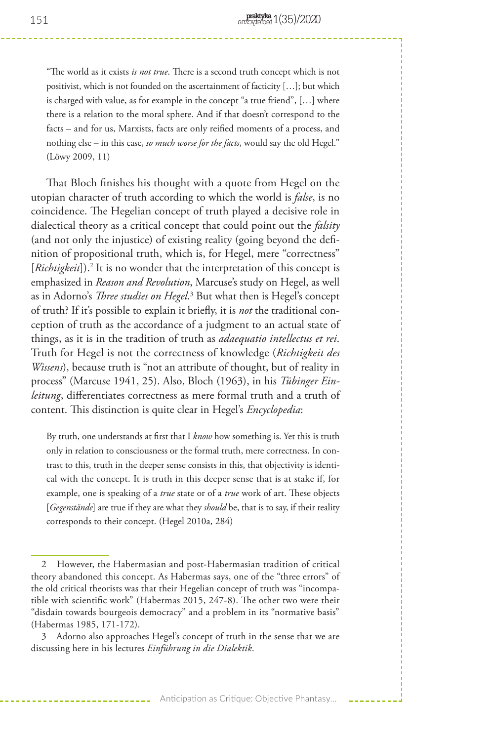> "The world as it exists *is not true*. There is a second truth concept which is not positivist, which is not founded on the ascertainment of facticity […]; but which is charged with value, as for example in the concept "a true friend", […] where there is a relation to the moral sphere. And if that doesn't correspond to the facts – and for us, Marxists, facts are only reified moments of a process, and nothing else – in this case, *so much worse for the facts*, would say the old Hegel." (Löwy 2009, 11)

That Bloch finishes his thought with a quote from Hegel on the utopian character of truth according to which the world is *false*, is no coincidence. The Hegelian concept of truth played a decisive role in dialectical theory as a critical concept that could point out the *falsity* (and not only the injustice) of existing reality (going beyond the definition of propositional truth, which is, for Hegel, mere "correctness" [*Richtigkeit*]).[2] It is no wonder that the interpretation of this concept is emphasized in *Reason and Revolution*, Marcuse's study on Hegel, as well as in Adorno's *Three studies on Hegel*.[3] But what then is Hegel's concept of truth? If it's possible to explain it briefly, it is *not* the traditional conception of truth as the accordance of a judgment to an actual state of things, as it is in the tradition of truth as *adaequatio intellectus et rei*. Truth for Hegel is not the correctness of knowledge (*Richtigkeit des Wissens*), because truth is "not an attribute of thought, but of reality in process" (Marcuse 1941, 25). Also, Bloch (1963), in his *Tübinger Einleitung*, differentiates correctness as mere formal truth and a truth of content. This distinction is quite clear in Hegel's *Encyclopedia*:

> By truth, one understands at first that I *know* how something is. Yet this is truth only in relation to consciousness or the formal truth, mere correctness. In contrast to this, truth in the deeper sense consists in this, that objectivity is identical with the concept. It is truth in this deeper sense that is at stake if, for example, one is speaking of a *true* state or of a *true* work of art. These objects [*Gegenstände*] are true if they are what they *should* be, that is to say, if their reality corresponds to their concept. (Hegel 2010a, 284)

---

2 However, the Habermasian and post-Habermasian tradition of critical theory abandoned this concept. As Habermas says, one of the "three errors" of the old critical theorists was that their Hegelian concept of truth was "incompatible with scientific work" (Habermas 2015, 247-8). The other two were their "disdain towards bourgeois democracy" and a problem in its "normative basis" (Habermas 1985, 171-172).

3 Adorno also approaches Hegel's concept of truth in the sense that we are discussing here in his lectures *Einführung in die Dialektik*.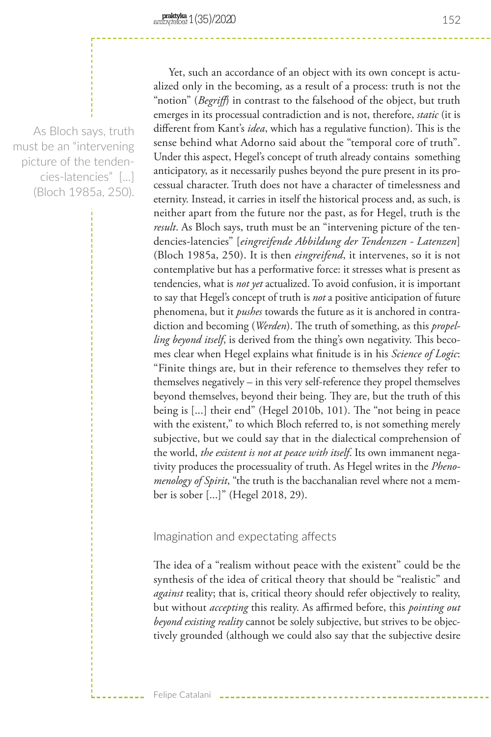Yet, such an accordance of an object with its own concept is actualized only in the becoming, as a result of a process: truth is not the "notion" (*Begriff*) in contrast to the falsehood of the object, but truth emerges in its processual contradiction and is not, therefore, *static* (it is different from Kant's *idea*, which has a regulative function). This is the sense behind what Adorno said about the "temporal core of truth". Under this aspect, Hegel's concept of truth already contains something anticipatory, as it necessarily pushes beyond the pure present in its processual character. Truth does not have a character of timelessness and eternity. Instead, it carries in itself the historical process and, as such, is neither apart from the future nor the past, as for Hegel, truth is the *result*. As Bloch says, truth must be an "intervening picture of the tendencies-latencies" [*eingreifende Abbildung der Tendenzen - Latenzen*] (Bloch 1985a, 250). It is then *eingreifend*, it intervenes, so it is not contemplative but has a performative force: it stresses what is present as tendencies, what is *not yet* actualized. To avoid confusion, it is important to say that Hegel's concept of truth is *not* a positive anticipation of future phenomena, but it *pushes* towards the future as it is anchored in contradiction and becoming (*Werden*). The truth of something, as this *propelling beyond itself*, is derived from the thing's own negativity. This becomes clear when Hegel explains what finitude is in his *Science of Logic*: "Finite things are, but in their reference to themselves they refer to themselves negatively – in this very self-reference they propel themselves beyond themselves, beyond their being. They are, but the truth of this being is [...] their end" (Hegel 2010b, 101). The "not being in peace with the existent," to which Bloch referred to, is not something merely subjective, but we could say that in the dialectical comprehension of the world, *the existent is not at peace with itself*. Its own immanent negativity produces the processuality of truth. As Hegel writes in the *Phenomenology of Spirit*, "the truth is the bacchanalian revel where not a member is sober [...]" (Hegel 2018, 29).

## Imagination and expectating affects

The idea of a "realism without peace with the existent" could be the synthesis of the idea of critical theory that should be "realistic" and *against* reality; that is, critical theory should refer objectively to reality, but without *accepting* this reality. As affirmed before, this *pointing out beyond existing reality* cannot be solely subjective, but strives to be objectively grounded (although we could also say that the subjective desire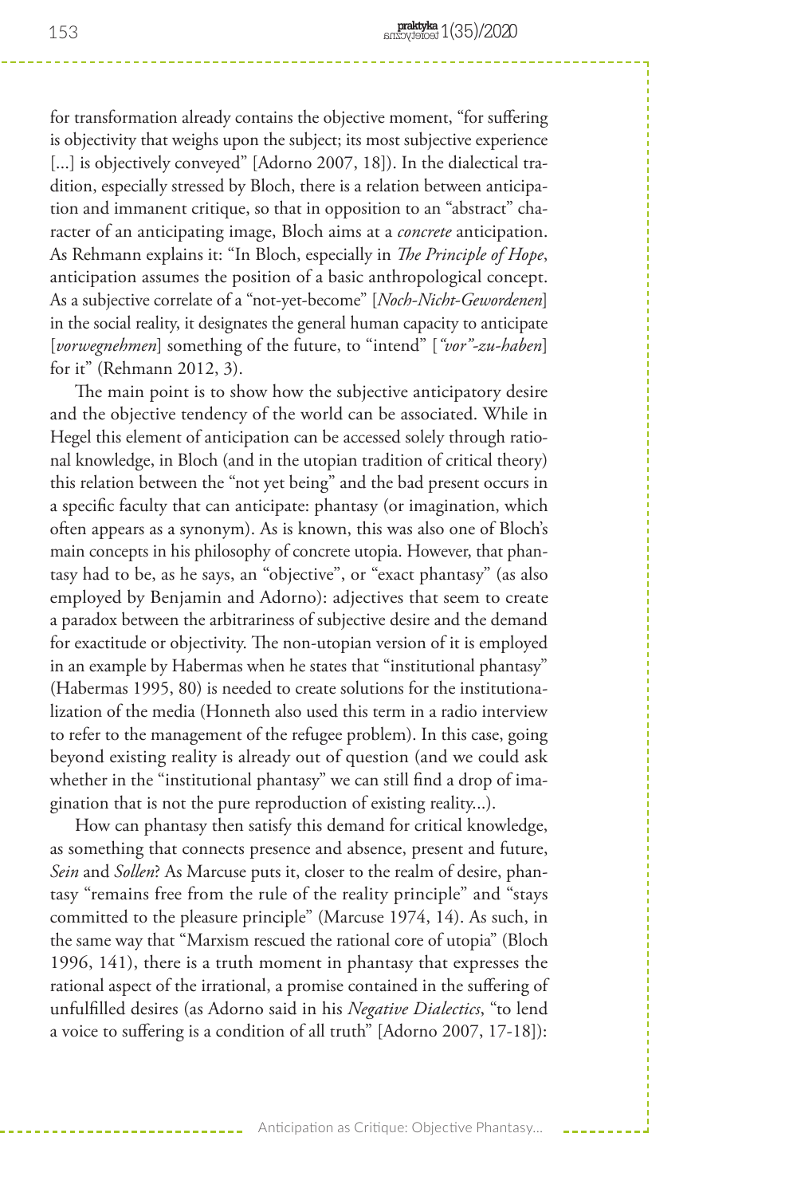for transformation already contains the objective moment, "for suffering is objectivity that weighs upon the subject; its most subjective experience [...] is objectively conveyed" [Adorno 2007, 18]). In the dialectical tradition, especially stressed by Bloch, there is a relation between anticipation and immanent critique, so that in opposition to an "abstract" character of an anticipating image, Bloch aims at a *concrete* anticipation. As Rehmann explains it: "In Bloch, especially in *The Principle of Hope*, anticipation assumes the position of a basic anthropological concept. As a subjective correlate of a "not-yet-become" [*Noch-Nicht-Gewordenen*] in the social reality, it designates the general human capacity to anticipate [*vorwegnehmen*] something of the future, to "intend" [*"vor"-zu-haben*] for it" (Rehmann 2012, 3).

The main point is to show how the subjective anticipatory desire and the objective tendency of the world can be associated. While in Hegel this element of anticipation can be accessed solely through rational knowledge, in Bloch (and in the utopian tradition of critical theory) this relation between the "not yet being" and the bad present occurs in a specific faculty that can anticipate: phantasy (or imagination, which often appears as a synonym). As is known, this was also one of Bloch's main concepts in his philosophy of concrete utopia. However, that phantasy had to be, as he says, an "objective", or "exact phantasy" (as also employed by Benjamin and Adorno): adjectives that seem to create a paradox between the arbitrariness of subjective desire and the demand for exactitude or objectivity. The non-utopian version of it is employed in an example by Habermas when he states that "institutional phantasy" (Habermas 1995, 80) is needed to create solutions for the institutionalization of the media (Honneth also used this term in a radio interview to refer to the management of the refugee problem). In this case, going beyond existing reality is already out of question (and we could ask whether in the "institutional phantasy" we can still find a drop of imagination that is not the pure reproduction of existing reality...).

How can phantasy then satisfy this demand for critical knowledge, as something that connects presence and absence, present and future, *Sein* and *Sollen*? As Marcuse puts it, closer to the realm of desire, phantasy "remains free from the rule of the reality principle" and "stays committed to the pleasure principle" (Marcuse 1974, 14). As such, in the same way that "Marxism rescued the rational core of utopia" (Bloch 1996, 141), there is a truth moment in phantasy that expresses the rational aspect of the irrational, a promise contained in the suffering of unfulfilled desires (as Adorno said in his *Negative Dialectics*, "to lend a voice to suffering is a condition of all truth" [Adorno 2007, 17-18]):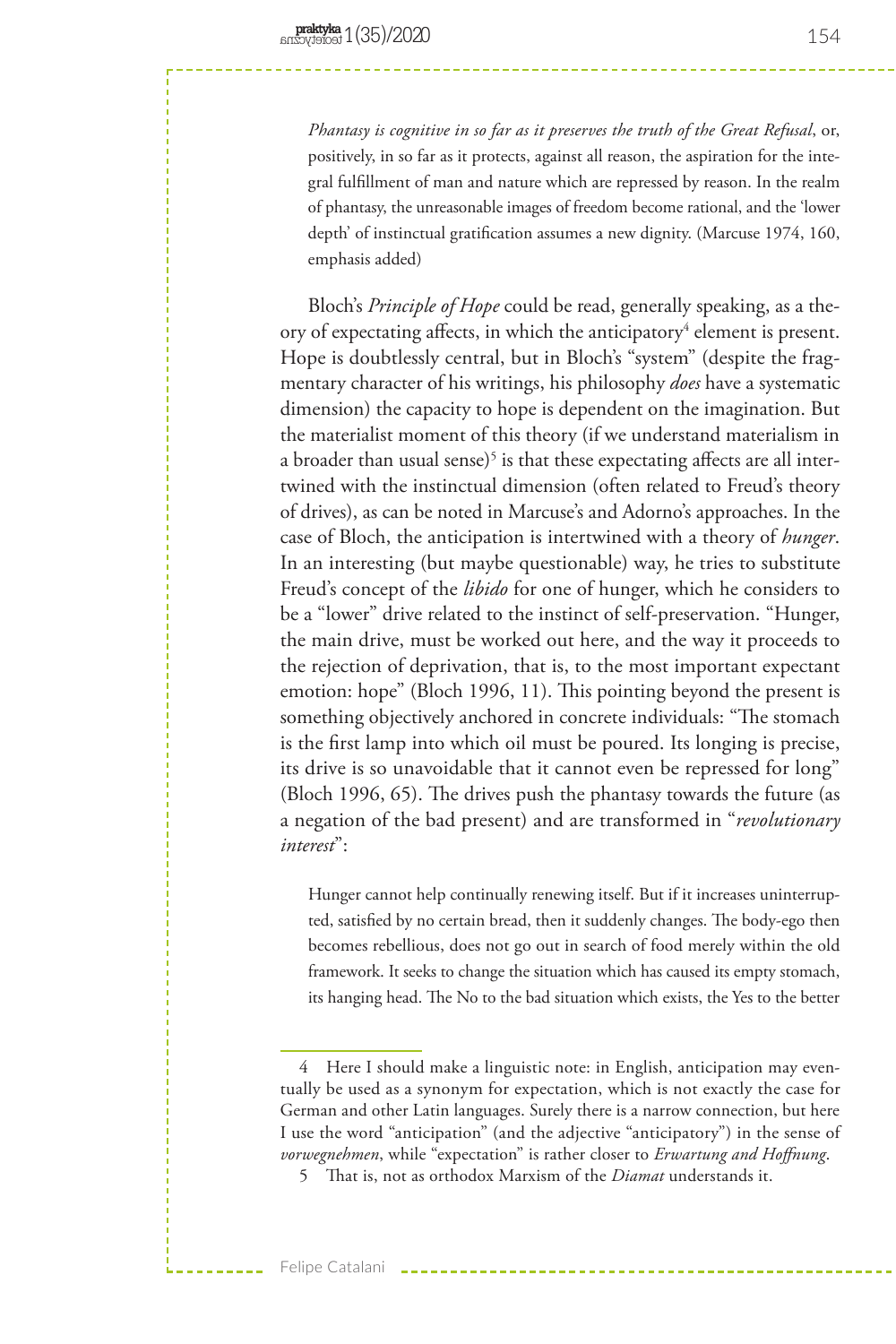> *Phantasy is cognitive in so far as it preserves the truth of the Great Refusal*, or, positively, in so far as it protects, against all reason, the aspiration for the integral fulfillment of man and nature which are repressed by reason. In the realm of phantasy, the unreasonable images of freedom become rational, and the 'lower depth' of instinctual gratification assumes a new dignity. (Marcuse 1974, 160, emphasis added)

Bloch's *Principle of Hope* could be read, generally speaking, as a theory of expectating affects, in which the anticipatory[4] element is present. Hope is doubtlessly central, but in Bloch's "system" (despite the fragmentary character of his writings, his philosophy *does* have a systematic dimension) the capacity to hope is dependent on the imagination. But the materialist moment of this theory (if we understand materialism in a broader than usual sense)[5] is that these expectating affects are all intertwined with the instinctual dimension (often related to Freud's theory of drives), as can be noted in Marcuse's and Adorno's approaches. In the case of Bloch, the anticipation is intertwined with a theory of *hunger*. In an interesting (but maybe questionable) way, he tries to substitute Freud's concept of the *libido* for one of hunger, which he considers to be a "lower" drive related to the instinct of self-preservation. "Hunger, the main drive, must be worked out here, and the way it proceeds to the rejection of deprivation, that is, to the most important expectant emotion: hope" (Bloch 1996, 11). This pointing beyond the present is something objectively anchored in concrete individuals: "The stomach is the first lamp into which oil must be poured. Its longing is precise, its drive is so unavoidable that it cannot even be repressed for long" (Bloch 1996, 65). The drives push the phantasy towards the future (as a negation of the bad present) and are transformed in "*revolutionary interest*":

> Hunger cannot help continually renewing itself. But if it increases uninterrupted, satisfied by no certain bread, then it suddenly changes. The body-ego then becomes rebellious, does not go out in search of food merely within the old framework. It seeks to change the situation which has caused its empty stomach, its hanging head. The No to the bad situation which exists, the Yes to the better

---

4 Here I should make a linguistic note: in English, anticipation may eventually be used as a synonym for expectation, which is not exactly the case for German and other Latin languages. Surely there is a narrow connection, but here I use the word "anticipation" (and the adjective "anticipatory") in the sense of *vorwegnehmen*, while "expectation" is rather closer to *Erwartung and Hoffnung*.

5 That is, not as orthodox Marxism of the *Diamat* understands it.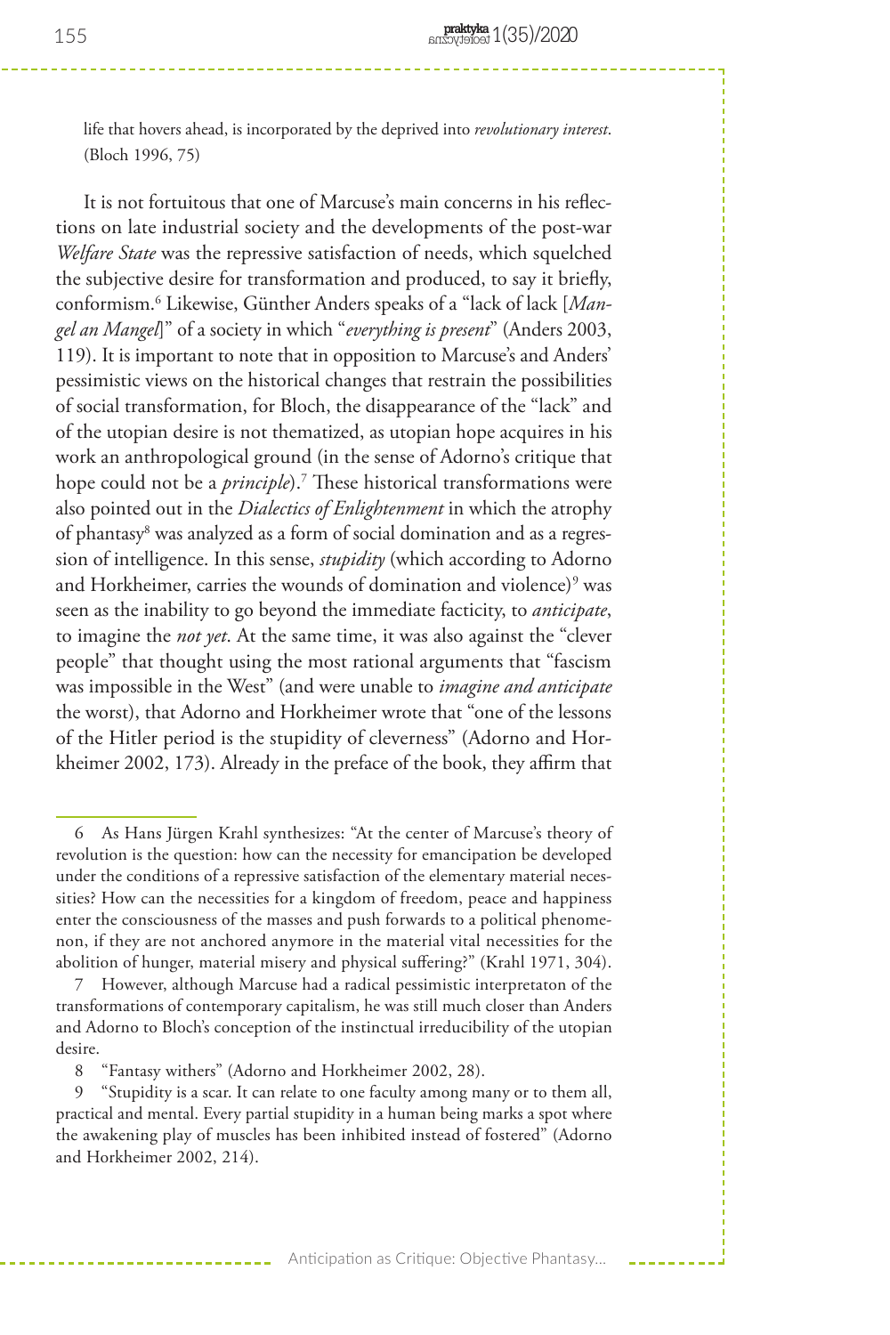life that hovers ahead, is incorporated by the deprived into *revolutionary interest*. (Bloch 1996, 75)

It is not fortuitous that one of Marcuse's main concerns in his reflections on late industrial society and the developments of the post-war *Welfare State* was the repressive satisfaction of needs, which squelched the subjective desire for transformation and produced, to say it briefly, conformism.[6] Likewise, Günther Anders speaks of a "lack of lack [*Mangel an Mangel*]" of a society in which "*everything is present*" (Anders 2003, 119). It is important to note that in opposition to Marcuse's and Anders' pessimistic views on the historical changes that restrain the possibilities of social transformation, for Bloch, the disappearance of the "lack" and of the utopian desire is not thematized, as utopian hope acquires in his work an anthropological ground (in the sense of Adorno's critique that hope could not be a *principle*).[7] These historical transformations were also pointed out in the *Dialectics of Enlightenment* in which the atrophy of phantasy[8] was analyzed as a form of social domination and as a regression of intelligence. In this sense, *stupidity* (which according to Adorno and Horkheimer, carries the wounds of domination and violence)[9] was seen as the inability to go beyond the immediate facticity, to *anticipate*, to imagine the *not yet*. At the same time, it was also against the "clever people" that thought using the most rational arguments that "fascism was impossible in the West" (and were unable to *imagine and anticipate* the worst), that Adorno and Horkheimer wrote that "one of the lessons of the Hitler period is the stupidity of cleverness" (Adorno and Horkheimer 2002, 173). Already in the preface of the book, they affirm that

---

6 As Hans Jürgen Krahl synthesizes: "At the center of Marcuse's theory of revolution is the question: how can the necessity for emancipation be developed under the conditions of a repressive satisfaction of the elementary material necessities? How can the necessities for a kingdom of freedom, peace and happiness enter the consciousness of the masses and push forwards to a political phenomenon, if they are not anchored anymore in the material vital necessities for the abolition of hunger, material misery and physical suffering?" (Krahl 1971, 304).

7 However, although Marcuse had a radical pessimistic interpretaton of the transformations of contemporary capitalism, he was still much closer than Anders and Adorno to Bloch's conception of the instinctual irreducibility of the utopian desire.

8 "Fantasy withers" (Adorno and Horkheimer 2002, 28).

9 "Stupidity is a scar. It can relate to one faculty among many or to them all, practical and mental. Every partial stupidity in a human being marks a spot where the awakening play of muscles has been inhibited instead of fostered" (Adorno and Horkheimer 2002, 214).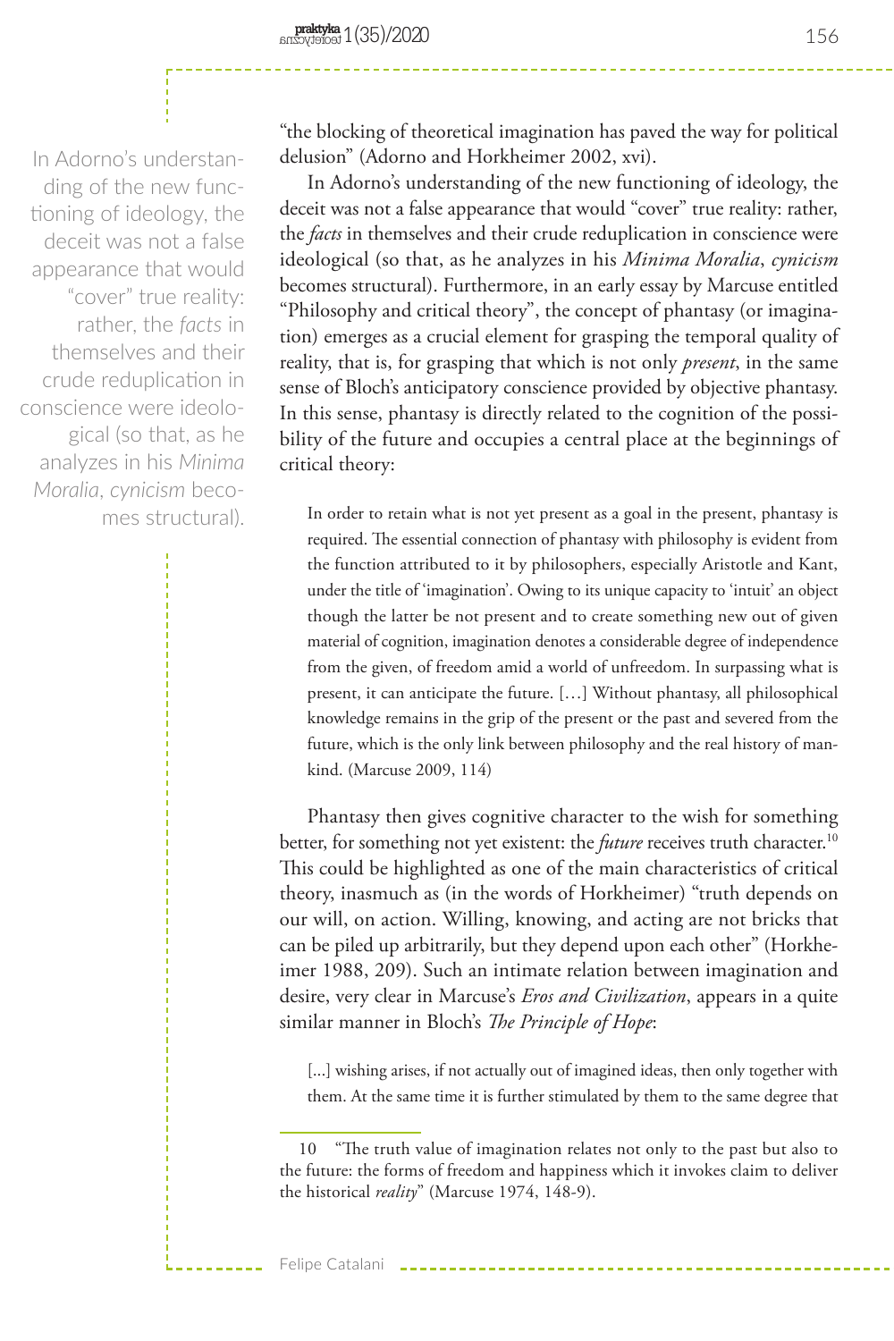"the blocking of theoretical imagination has paved the way for political delusion" (Adorno and Horkheimer 2002, xvi).

In Adorno's understanding of the new functioning of ideology, the deceit was not a false appearance that would "cover" true reality: rather, the *facts* in themselves and their crude reduplication in conscience were ideological (so that, as he analyzes in his *Minima Moralia*, *cynicism* becomes structural). Furthermore, in an early essay by Marcuse entitled "Philosophy and critical theory", the concept of phantasy (or imagination) emerges as a crucial element for grasping the temporal quality of reality, that is, for grasping that which is not only *present*, in the same sense of Bloch's anticipatory conscience provided by objective phantasy. In this sense, phantasy is directly related to the cognition of the possibility of the future and occupies a central place at the beginnings of critical theory:

> In order to retain what is not yet present as a goal in the present, phantasy is required. The essential connection of phantasy with philosophy is evident from the function attributed to it by philosophers, especially Aristotle and Kant, under the title of 'imagination'. Owing to its unique capacity to 'intuit' an object though the latter be not present and to create something new out of given material of cognition, imagination denotes a considerable degree of independence from the given, of freedom amid a world of unfreedom. In surpassing what is present, it can anticipate the future. […] Without phantasy, all philosophical knowledge remains in the grip of the present or the past and severed from the future, which is the only link between philosophy and the real history of mankind. (Marcuse 2009, 114)

Phantasy then gives cognitive character to the wish for something better, for something not yet existent: the *future* receives truth character.[10] This could be highlighted as one of the main characteristics of critical theory, inasmuch as (in the words of Horkheimer) "truth depends on our will, on action. Willing, knowing, and acting are not bricks that can be piled up arbitrarily, but they depend upon each other" (Horkheimer 1988, 209). Such an intimate relation between imagination and desire, very clear in Marcuse's *Eros and Civilization*, appears in a quite similar manner in Bloch's *The Principle of Hope*:

> [...] wishing arises, if not actually out of imagined ideas, then only together with them. At the same time it is further stimulated by them to the same degree that

10 "The truth value of imagination relates not only to the past but also to the future: the forms of freedom and happiness which it invokes claim to deliver the historical *reality*" (Marcuse 1974, 148-9).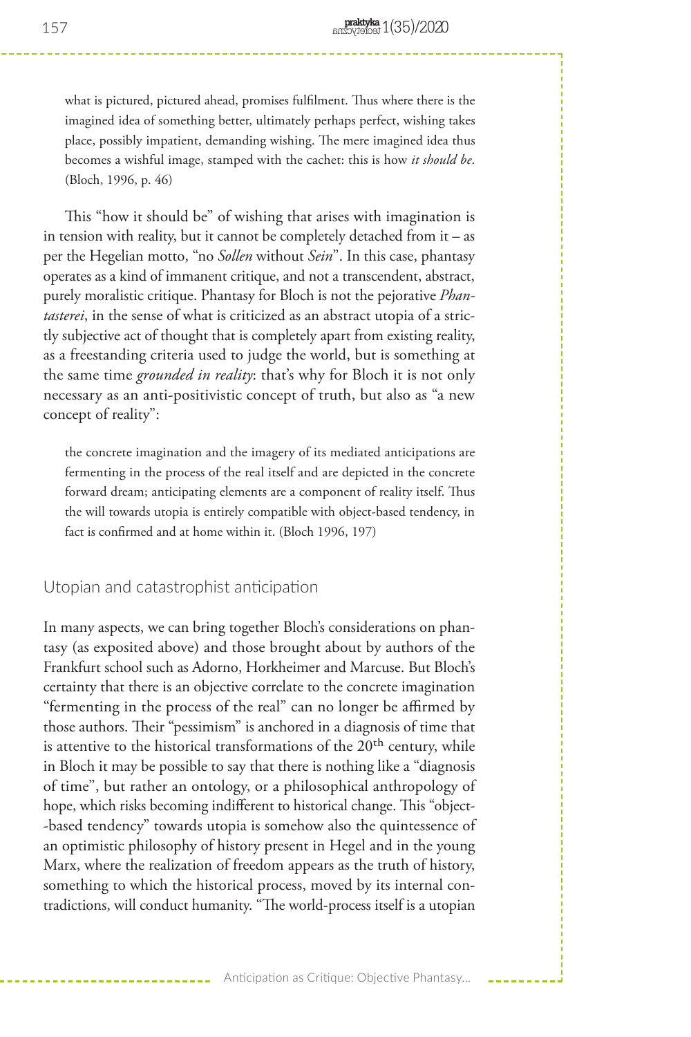what is pictured, pictured ahead, promises fulfilment. Thus where there is the imagined idea of something better, ultimately perhaps perfect, wishing takes place, possibly impatient, demanding wishing. The mere imagined idea thus becomes a wishful image, stamped with the cachet: this is how *it should be*. (Bloch, 1996, p. 46)

This "how it should be" of wishing that arises with imagination is in tension with reality, but it cannot be completely detached from it – as per the Hegelian motto, "no *Sollen* without *Sein*". In this case, phantasy operates as a kind of immanent critique, and not a transcendent, abstract, purely moralistic critique. Phantasy for Bloch is not the pejorative *Phantasterei*, in the sense of what is criticized as an abstract utopia of a strictly subjective act of thought that is completely apart from existing reality, as a freestanding criteria used to judge the world, but is something at the same time *grounded in reality*: that's why for Bloch it is not only necessary as an anti-positivistic concept of truth, but also as "a new concept of reality":

> the concrete imagination and the imagery of its mediated anticipations are fermenting in the process of the real itself and are depicted in the concrete forward dream; anticipating elements are a component of reality itself. Thus the will towards utopia is entirely compatible with object-based tendency, in fact is confirmed and at home within it. (Bloch 1996, 197)

## Utopian and catastrophist anticipation

In many aspects, we can bring together Bloch's considerations on phantasy (as exposited above) and those brought about by authors of the Frankfurt school such as Adorno, Horkheimer and Marcuse. But Bloch's certainty that there is an objective correlate to the concrete imagination "fermenting in the process of the real" can no longer be affirmed by those authors. Their "pessimism" is anchored in a diagnosis of time that is attentive to the historical transformations of the 20th century, while in Bloch it may be possible to say that there is nothing like a "diagnosis of time", but rather an ontology, or a philosophical anthropology of hope, which risks becoming indifferent to historical change. This "object-based tendency" towards utopia is somehow also the quintessence of an optimistic philosophy of history present in Hegel and in the young Marx, where the realization of freedom appears as the truth of history, something to which the historical process, moved by its internal contradictions, will conduct humanity. "The world-process itself is a utopian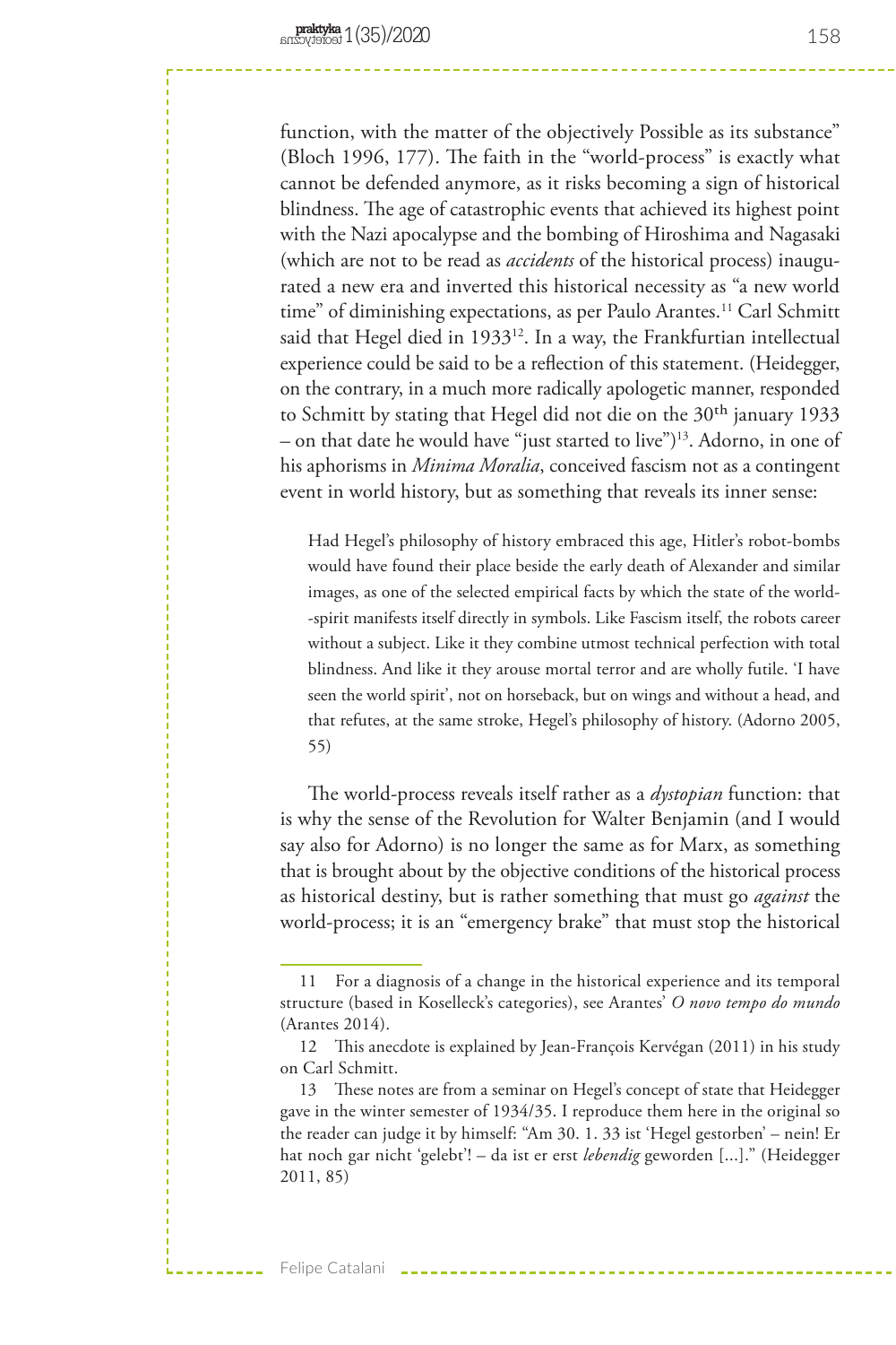function, with the matter of the objectively Possible as its substance" (Bloch 1996, 177). The faith in the "world-process" is exactly what cannot be defended anymore, as it risks becoming a sign of historical blindness. The age of catastrophic events that achieved its highest point with the Nazi apocalypse and the bombing of Hiroshima and Nagasaki (which are not to be read as *accidents* of the historical process) inaugurated a new era and inverted this historical necessity as "a new world time" of diminishing expectations, as per Paulo Arantes.[11] Carl Schmitt said that Hegel died in 1933[12]. In a way, the Frankfurtian intellectual experience could be said to be a reflection of this statement. (Heidegger, on the contrary, in a much more radically apologetic manner, responded to Schmitt by stating that Hegel did not die on the 30th january 1933 – on that date he would have "just started to live")[13]. Adorno, in one of his aphorisms in *Minima Moralia*, conceived fascism not as a contingent event in world history, but as something that reveals its inner sense:

> Had Hegel's philosophy of history embraced this age, Hitler's robot-bombs would have found their place beside the early death of Alexander and similar images, as one of the selected empirical facts by which the state of the world-spirit manifests itself directly in symbols. Like Fascism itself, the robots career without a subject. Like it they combine utmost technical perfection with total blindness. And like it they arouse mortal terror and are wholly futile. 'I have seen the world spirit', not on horseback, but on wings and without a head, and that refutes, at the same stroke, Hegel's philosophy of history. (Adorno 2005, 55)

The world-process reveals itself rather as a *dystopian* function: that is why the sense of the Revolution for Walter Benjamin (and I would say also for Adorno) is no longer the same as for Marx, as something that is brought about by the objective conditions of the historical process as historical destiny, but is rather something that must go *against* the world-process; it is an "emergency brake" that must stop the historical

---

11 For a diagnosis of a change in the historical experience and its temporal structure (based in Koselleck's categories), see Arantes' *O novo tempo do mundo* (Arantes 2014).

12 This anecdote is explained by Jean-François Kervégan (2011) in his study on Carl Schmitt.

13 These notes are from a seminar on Hegel's concept of state that Heidegger gave in the winter semester of 1934/35. I reproduce them here in the original so the reader can judge it by himself: "Am 30. 1. 33 ist 'Hegel gestorben' – nein! Er hat noch gar nicht 'gelebt'! – da ist er erst *lebendig* geworden [...]." (Heidegger 2011, 85)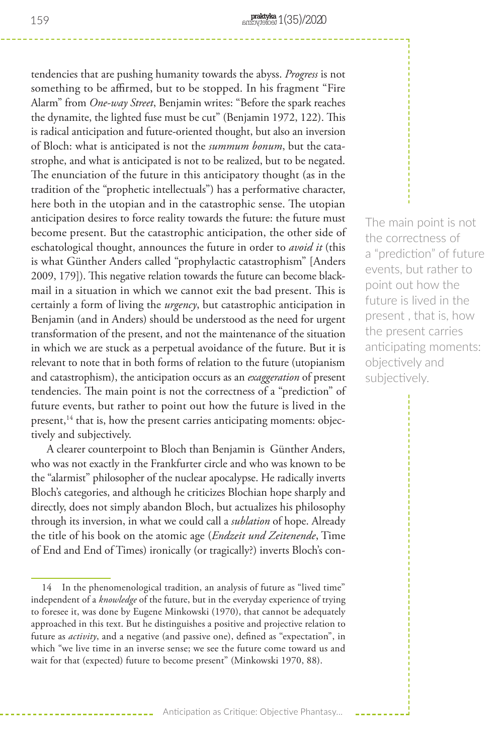tendencies that are pushing humanity towards the abyss. *Progress* is not something to be affirmed, but to be stopped. In his fragment "Fire Alarm" from *One-way Street*, Benjamin writes: "Before the spark reaches the dynamite, the lighted fuse must be cut" (Benjamin 1972, 122). This is radical anticipation and future-oriented thought, but also an inversion of Bloch: what is anticipated is not the *summum bonum*, but the catastrophe, and what is anticipated is not to be realized, but to be negated. The enunciation of the future in this anticipatory thought (as in the tradition of the "prophetic intellectuals") has a performative character, here both in the utopian and in the catastrophic sense. The utopian anticipation desires to force reality towards the future: the future must become present. But the catastrophic anticipation, the other side of eschatological thought, announces the future in order to *avoid it* (this is what Günther Anders called "prophylactic catastrophism" [Anders 2009, 179]). This negative relation towards the future can become blackmail in a situation in which we cannot exit the bad present. This is certainly a form of living the *urgency*, but catastrophic anticipation in Benjamin (and in Anders) should be understood as the need for urgent transformation of the present, and not the maintenance of the situation in which we are stuck as a perpetual avoidance of the future. But it is relevant to note that in both forms of relation to the future (utopianism and catastrophism), the anticipation occurs as an *exaggeration* of present tendencies. The main point is not the correctness of a "prediction" of future events, but rather to point out how the future is lived in the present,[14] that is, how the present carries anticipating moments: objectively and subjectively.

> The main point is not the correctness of a "prediction" of future events, but rather to point out how the future is lived in the present , that is, how the present carries anticipating moments: objectively and subjectively.

A clearer counterpoint to Bloch than Benjamin is Günther Anders, who was not exactly in the Frankfurter circle and who was known to be the "alarmist" philosopher of the nuclear apocalypse. He radically inverts Bloch's categories, and although he criticizes Blochian hope sharply and directly, does not simply abandon Bloch, but actualizes his philosophy through its inversion, in what we could call a *sublation* of hope. Already the title of his book on the atomic age (*Endzeit und Zeitenende*, Time of End and End of Times) ironically (or tragically?) inverts Bloch's con-

---

14 In the phenomenological tradition, an analysis of future as "lived time" independent of a *knowledge* of the future, but in the everyday experience of trying to foresee it, was done by Eugene Minkowski (1970), that cannot be adequately approached in this text. But he distinguishes a positive and projective relation to future as *activity*, and a negative (and passive one), defined as "expectation", in which "we live time in an inverse sense; we see the future come toward us and wait for that (expected) future to become present" (Minkowski 1970, 88).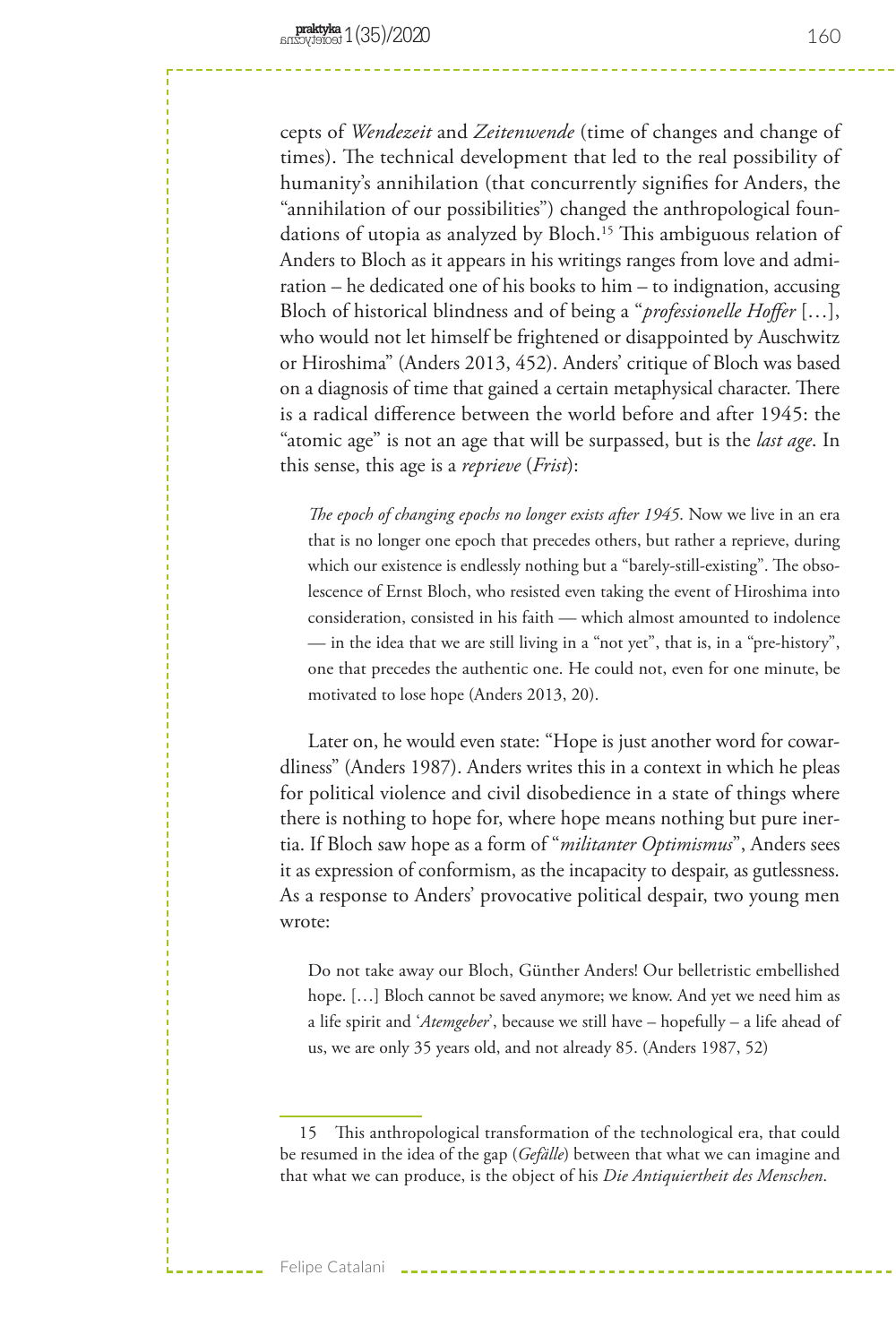cepts of *Wendezeit* and *Zeitenwende* (time of changes and change of times). The technical development that led to the real possibility of humanity's annihilation (that concurrently signifies for Anders, the "annihilation of our possibilities") changed the anthropological foundations of utopia as analyzed by Bloch.[15] This ambiguous relation of Anders to Bloch as it appears in his writings ranges from love and admiration – he dedicated one of his books to him – to indignation, accusing Bloch of historical blindness and of being a "*professionelle Hoffer* […], who would not let himself be frightened or disappointed by Auschwitz or Hiroshima" (Anders 2013, 452). Anders' critique of Bloch was based on a diagnosis of time that gained a certain metaphysical character. There is a radical difference between the world before and after 1945: the "atomic age" is not an age that will be surpassed, but is the *last age*. In this sense, this age is a *reprieve* (*Frist*):

> *The epoch of changing epochs no longer exists after 1945.* Now we live in an era that is no longer one epoch that precedes others, but rather a reprieve, during which our existence is endlessly nothing but a "barely-still-existing". The obsolescence of Ernst Bloch, who resisted even taking the event of Hiroshima into consideration, consisted in his faith — which almost amounted to indolence — in the idea that we are still living in a "not yet", that is, in a "pre-history", one that precedes the authentic one. He could not, even for one minute, be motivated to lose hope (Anders 2013, 20).

Later on, he would even state: "Hope is just another word for cowardliness" (Anders 1987). Anders writes this in a context in which he pleas for political violence and civil disobedience in a state of things where there is nothing to hope for, where hope means nothing but pure inertia. If Bloch saw hope as a form of "*militanter Optimismus*", Anders sees it as expression of conformism, as the incapacity to despair, as gutlessness. As a response to Anders' provocative political despair, two young men wrote:

> Do not take away our Bloch, Günther Anders! Our belletristic embellished hope. […] Bloch cannot be saved anymore; we know. And yet we need him as a life spirit and '*Atemgeber*', because we still have – hopefully – a life ahead of us, we are only 35 years old, and not already 85. (Anders 1987, 52)

---

15 This anthropological transformation of the technological era, that could be resumed in the idea of the gap (*Gefälle*) between that what we can imagine and that what we can produce, is the object of his *Die Antiquiertheit des Menschen*.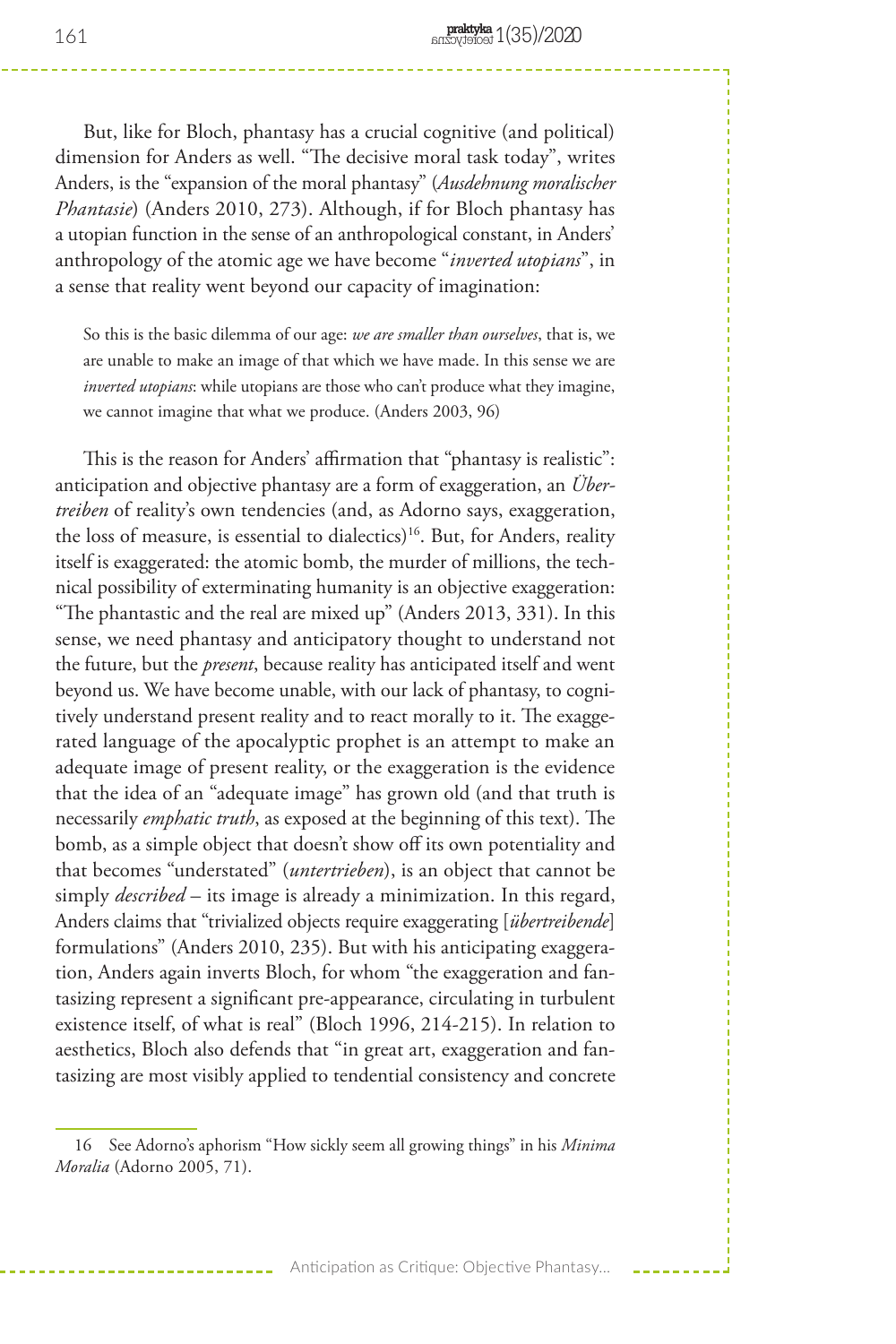But, like for Bloch, phantasy has a crucial cognitive (and political) dimension for Anders as well. "The decisive moral task today", writes Anders, is the "expansion of the moral phantasy" (*Ausdehnung moralischer Phantasie*) (Anders 2010, 273). Although, if for Bloch phantasy has a utopian function in the sense of an anthropological constant, in Anders' anthropology of the atomic age we have become "*inverted utopians*", in a sense that reality went beyond our capacity of imagination:

> So this is the basic dilemma of our age: *we are smaller than ourselves*, that is, we are unable to make an image of that which we have made. In this sense we are *inverted utopians*: while utopians are those who can't produce what they imagine, we cannot imagine that what we produce. (Anders 2003, 96)

This is the reason for Anders' affirmation that "phantasy is realistic": anticipation and objective phantasy are a form of exaggeration, an *Übertreiben* of reality's own tendencies (and, as Adorno says, exaggeration, the loss of measure, is essential to dialectics)[16]. But, for Anders, reality itself is exaggerated: the atomic bomb, the murder of millions, the technical possibility of exterminating humanity is an objective exaggeration: "The phantastic and the real are mixed up" (Anders 2013, 331). In this sense, we need phantasy and anticipatory thought to understand not the future, but the *present*, because reality has anticipated itself and went beyond us. We have become unable, with our lack of phantasy, to cognitively understand present reality and to react morally to it. The exaggerated language of the apocalyptic prophet is an attempt to make an adequate image of present reality, or the exaggeration is the evidence that the idea of an "adequate image" has grown old (and that truth is necessarily *emphatic truth*, as exposed at the beginning of this text). The bomb, as a simple object that doesn't show off its own potentiality and that becomes "understated" (*untertrieben*), is an object that cannot be simply *described* – its image is already a minimization. In this regard, Anders claims that "trivialized objects require exaggerating [*übertreibende*] formulations" (Anders 2010, 235). But with his anticipating exaggeration, Anders again inverts Bloch, for whom "the exaggeration and fantasizing represent a significant pre-appearance, circulating in turbulent existence itself, of what is real" (Bloch 1996, 214-215). In relation to aesthetics, Bloch also defends that "in great art, exaggeration and fantasizing are most visibly applied to tendential consistency and concrete

---

16 See Adorno's aphorism "How sickly seem all growing things" in his *Minima Moralia* (Adorno 2005, 71).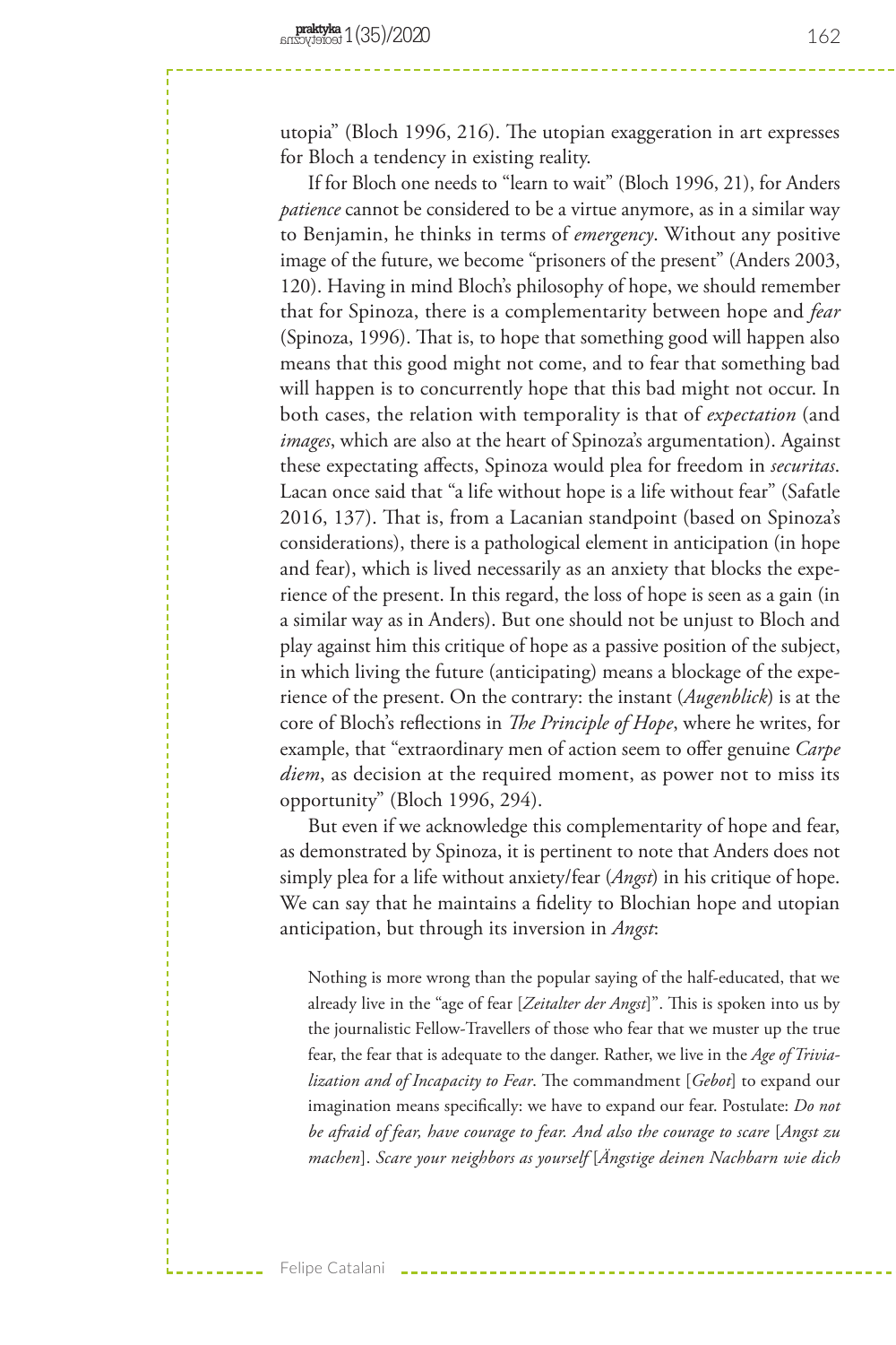utopia" (Bloch 1996, 216). The utopian exaggeration in art expresses for Bloch a tendency in existing reality.

If for Bloch one needs to "learn to wait" (Bloch 1996, 21), for Anders *patience* cannot be considered to be a virtue anymore, as in a similar way to Benjamin, he thinks in terms of *emergency*. Without any positive image of the future, we become "prisoners of the present" (Anders 2003, 120). Having in mind Bloch's philosophy of hope, we should remember that for Spinoza, there is a complementarity between hope and *fear* (Spinoza, 1996). That is, to hope that something good will happen also means that this good might not come, and to fear that something bad will happen is to concurrently hope that this bad might not occur. In both cases, the relation with temporality is that of *expectation* (and *images*, which are also at the heart of Spinoza's argumentation). Against these expectating affects, Spinoza would plea for freedom in *securitas*. Lacan once said that "a life without hope is a life without fear" (Safatle 2016, 137). That is, from a Lacanian standpoint (based on Spinoza's considerations), there is a pathological element in anticipation (in hope and fear), which is lived necessarily as an anxiety that blocks the experience of the present. In this regard, the loss of hope is seen as a gain (in a similar way as in Anders). But one should not be unjust to Bloch and play against him this critique of hope as a passive position of the subject, in which living the future (anticipating) means a blockage of the experience of the present. On the contrary: the instant (*Augenblick*) is at the core of Bloch's reflections in *The Principle of Hope*, where he writes, for example, that "extraordinary men of action seem to offer genuine *Carpe diem*, as decision at the required moment, as power not to miss its opportunity" (Bloch 1996, 294).

But even if we acknowledge this complementarity of hope and fear, as demonstrated by Spinoza, it is pertinent to note that Anders does not simply plea for a life without anxiety/fear (*Angst*) in his critique of hope. We can say that he maintains a fidelity to Blochian hope and utopian anticipation, but through its inversion in *Angst*:

> Nothing is more wrong than the popular saying of the half-educated, that we already live in the "age of fear [*Zeitalter der Angst*]". This is spoken into us by the journalistic Fellow-Travellers of those who fear that we muster up the true fear, the fear that is adequate to the danger. Rather, we live in the *Age of Trivialization and of Incapacity to Fear*. The commandment [*Gebot*] to expand our imagination means specifically: we have to expand our fear. Postulate: *Do not be afraid of fear, have courage to fear. And also the courage to scare* [*Angst zu machen*]. *Scare your neighbors as yourself* [*Ängstige deinen Nachbarn wie dich*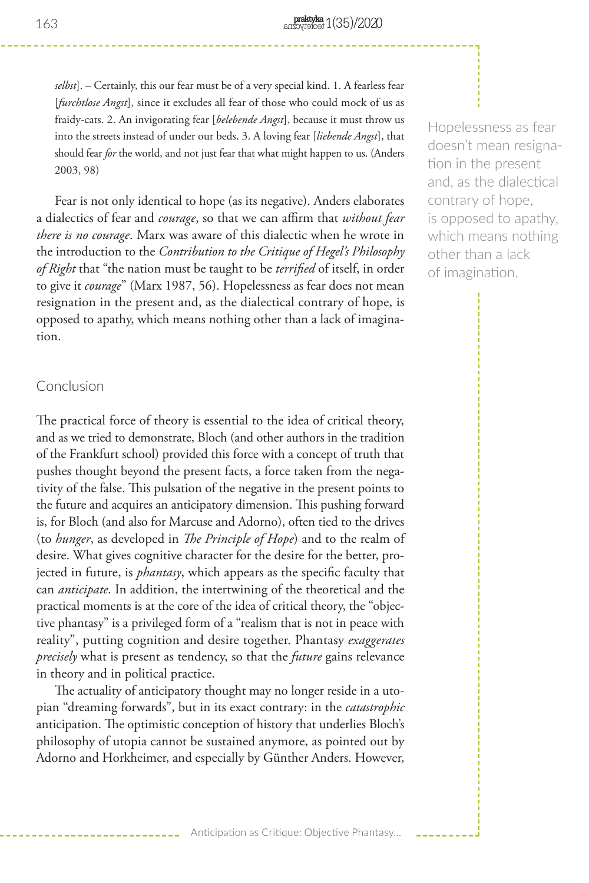*selbst*]. – Certainly, this our fear must be of a very special kind. 1. A fearless fear [*furchtlose Angst*], since it excludes all fear of those who could mock of us as fraidy-cats. 2. An invigorating fear [*belebende Angst*], because it must throw us into the streets instead of under our beds. 3. A loving fear [*liebende Angst*], that should fear *for* the world, and not just fear that what might happen to us. (Anders 2003, 98)

Fear is not only identical to hope (as its negative). Anders elaborates a dialectics of fear and *courage*, so that we can affirm that *without fear there is no courage*. Marx was aware of this dialectic when he wrote in the introduction to the *Contribution to the Critique of Hegel's Philosophy of Right* that "the nation must be taught to be *terrified* of itself, in order to give it *courage*" (Marx 1987, 56). Hopelessness as fear does not mean resignation in the present and, as the dialectical contrary of hope, is opposed to apathy, which means nothing other than a lack of imagination.

## Conclusion

The practical force of theory is essential to the idea of critical theory, and as we tried to demonstrate, Bloch (and other authors in the tradition of the Frankfurt school) provided this force with a concept of truth that pushes thought beyond the present facts, a force taken from the negativity of the false. This pulsation of the negative in the present points to the future and acquires an anticipatory dimension. This pushing forward is, for Bloch (and also for Marcuse and Adorno), often tied to the drives (to *hunger*, as developed in *The Principle of Hope*) and to the realm of desire. What gives cognitive character for the desire for the better, projected in future, is *phantasy*, which appears as the specific faculty that can *anticipate*. In addition, the intertwining of the theoretical and the practical moments is at the core of the idea of critical theory, the "objective phantasy" is a privileged form of a "realism that is not in peace with reality", putting cognition and desire together. Phantasy *exaggerates precisely* what is present as tendency, so that the *future* gains relevance in theory and in political practice.

The actuality of anticipatory thought may no longer reside in a utopian "dreaming forwards", but in its exact contrary: in the *catastrophic* anticipation. The optimistic conception of history that underlies Bloch's philosophy of utopia cannot be sustained anymore, as pointed out by Adorno and Horkheimer, and especially by Günther Anders. However,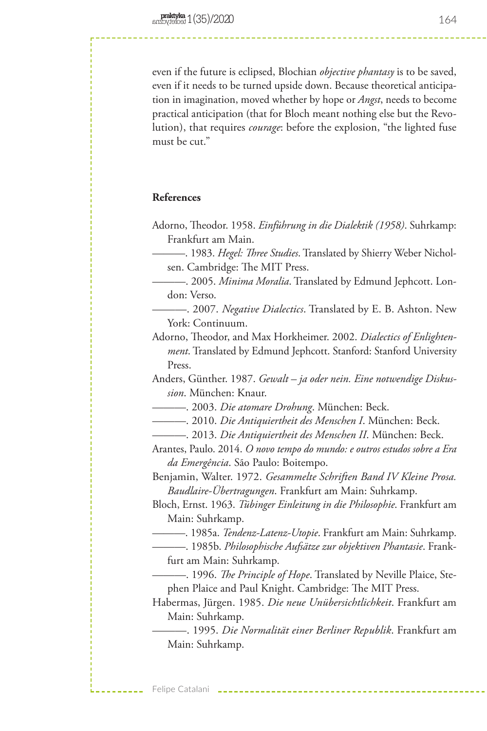even if the future is eclipsed, Blochian *objective phantasy* is to be saved, even if it needs to be turned upside down. Because theoretical anticipation in imagination, moved whether by hope or *Angst*, needs to become practical anticipation (that for Bloch meant nothing else but the Revolution), that requires *courage*: before the explosion, "the lighted fuse must be cut."

## References

Adorno, Theodor. 1958. *Einführung in die Dialektik (1958)*. Suhrkamp: Frankfurt am Main.

———. 1983. *Hegel: Three Studies*. Translated by Shierry Weber Nicholsen. Cambridge: The MIT Press.

———. 2005. *Minima Moralia*. Translated by Edmund Jephcott. London: Verso.

———. 2007. *Negative Dialectics*. Translated by E. B. Ashton. New York: Continuum.

Adorno, Theodor, and Max Horkheimer. 2002. *Dialectics of Enlightenment*. Translated by Edmund Jephcott. Stanford: Stanford University Press.

Anders, Günther. 1987. *Gewalt – ja oder nein. Eine notwendige Diskussion*. München: Knaur.

———. 2003. *Die atomare Drohung*. München: Beck.

———. 2010. *Die Antiquiertheit des Menschen I*. München: Beck.

———. 2013. *Die Antiquiertheit des Menschen II*. München: Beck.

Arantes, Paulo. 2014. *O novo tempo do mundo: e outros estudos sobre a Era da Emergência*. São Paulo: Boitempo.

Benjamin, Walter. 1972. *Gesammelte Schriften Band IV Kleine Prosa. Baudlaire-Übertragungen*. Frankfurt am Main: Suhrkamp.

Bloch, Ernst. 1963. *Tübinger Einleitung in die Philosophie*. Frankfurt am Main: Suhrkamp.

———. 1985a. *Tendenz-Latenz-Utopie*. Frankfurt am Main: Suhrkamp.

———. 1985b. *Philosophische Aufsätze zur objektiven Phantasie*. Frankfurt am Main: Suhrkamp.

———. 1996. *The Principle of Hope*. Translated by Neville Plaice, Stephen Plaice and Paul Knight. Cambridge: The MIT Press.

Habermas, Jürgen. 1985. *Die neue Unübersichtlichkeit*. Frankfurt am Main: Suhrkamp.

———. 1995. *Die Normalität einer Berliner Republik*. Frankfurt am Main: Suhrkamp.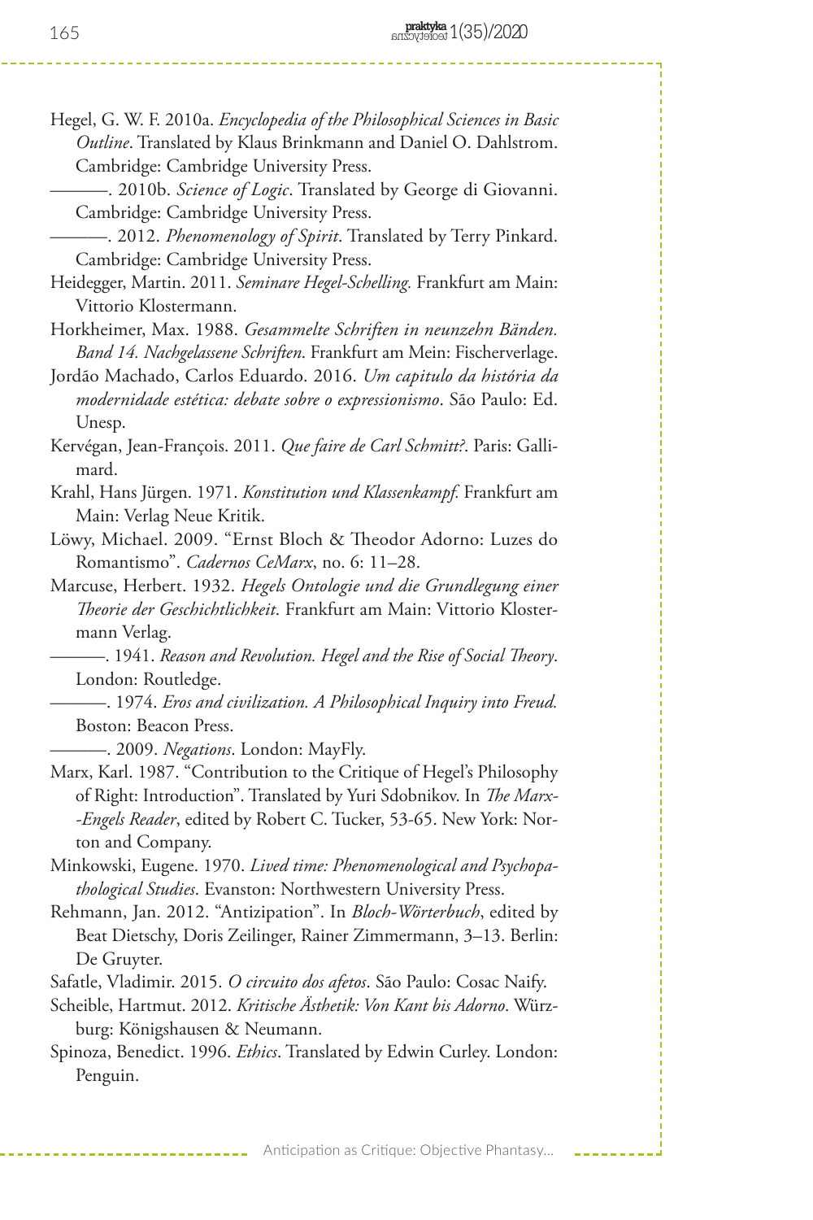Hegel, G. W. F. 2010a. *Encyclopedia of the Philosophical Sciences in Basic Outline*. Translated by Klaus Brinkmann and Daniel O. Dahlstrom. Cambridge: Cambridge University Press.

———. 2010b. *Science of Logic*. Translated by George di Giovanni. Cambridge: Cambridge University Press.

———. 2012. *Phenomenology of Spirit*. Translated by Terry Pinkard. Cambridge: Cambridge University Press.

Heidegger, Martin. 2011. *Seminare Hegel-Schelling.* Frankfurt am Main: Vittorio Klostermann.

Horkheimer, Max. 1988. *Gesammelte Schriften in neunzehn Bänden. Band 14. Nachgelassene Schriften*. Frankfurt am Mein: Fischerverlage.

Jordão Machado, Carlos Eduardo. 2016. *Um capitulo da história da modernidade estética: debate sobre o expressionismo*. São Paulo: Ed. Unesp.

Kervégan, Jean-François. 2011. *Que faire de Carl Schmitt?*. Paris: Gallimard.

Krahl, Hans Jürgen. 1971. *Konstitution und Klassenkampf.* Frankfurt am Main: Verlag Neue Kritik.

Löwy, Michael. 2009. "Ernst Bloch & Theodor Adorno: Luzes do Romantismo". *Cadernos CeMarx*, no. 6: 11–28.

Marcuse, Herbert. 1932. *Hegels Ontologie und die Grundlegung einer Theorie der Geschichtlichkeit*. Frankfurt am Main: Vittorio Klostermann Verlag.

———. 1941. *Reason and Revolution. Hegel and the Rise of Social Theory*. London: Routledge.

———. 1974. *Eros and civilization. A Philosophical Inquiry into Freud.* Boston: Beacon Press.

———. 2009. *Negations*. London: MayFly.

Marx, Karl. 1987. "Contribution to the Critique of Hegel's Philosophy of Right: Introduction". Translated by Yuri Sdobnikov. In *The Marx-Engels Reader*, edited by Robert C. Tucker, 53-65. New York: Norton and Company.

Minkowski, Eugene. 1970. *Lived time: Phenomenological and Psychopathological Studies*. Evanston: Northwestern University Press.

Rehmann, Jan. 2012. "Antizipation". In *Bloch-Wörterbuch*, edited by Beat Dietschy, Doris Zeilinger, Rainer Zimmermann, 3–13. Berlin: De Gruyter.

Safatle, Vladimir. 2015. *O circuito dos afetos*. São Paulo: Cosac Naify.

Scheible, Hartmut. 2012. *Kritische Ästhetik: Von Kant bis Adorno*. Würzburg: Königshausen & Neumann.

Spinoza, Benedict. 1996. *Ethics*. Translated by Edwin Curley. London: Penguin.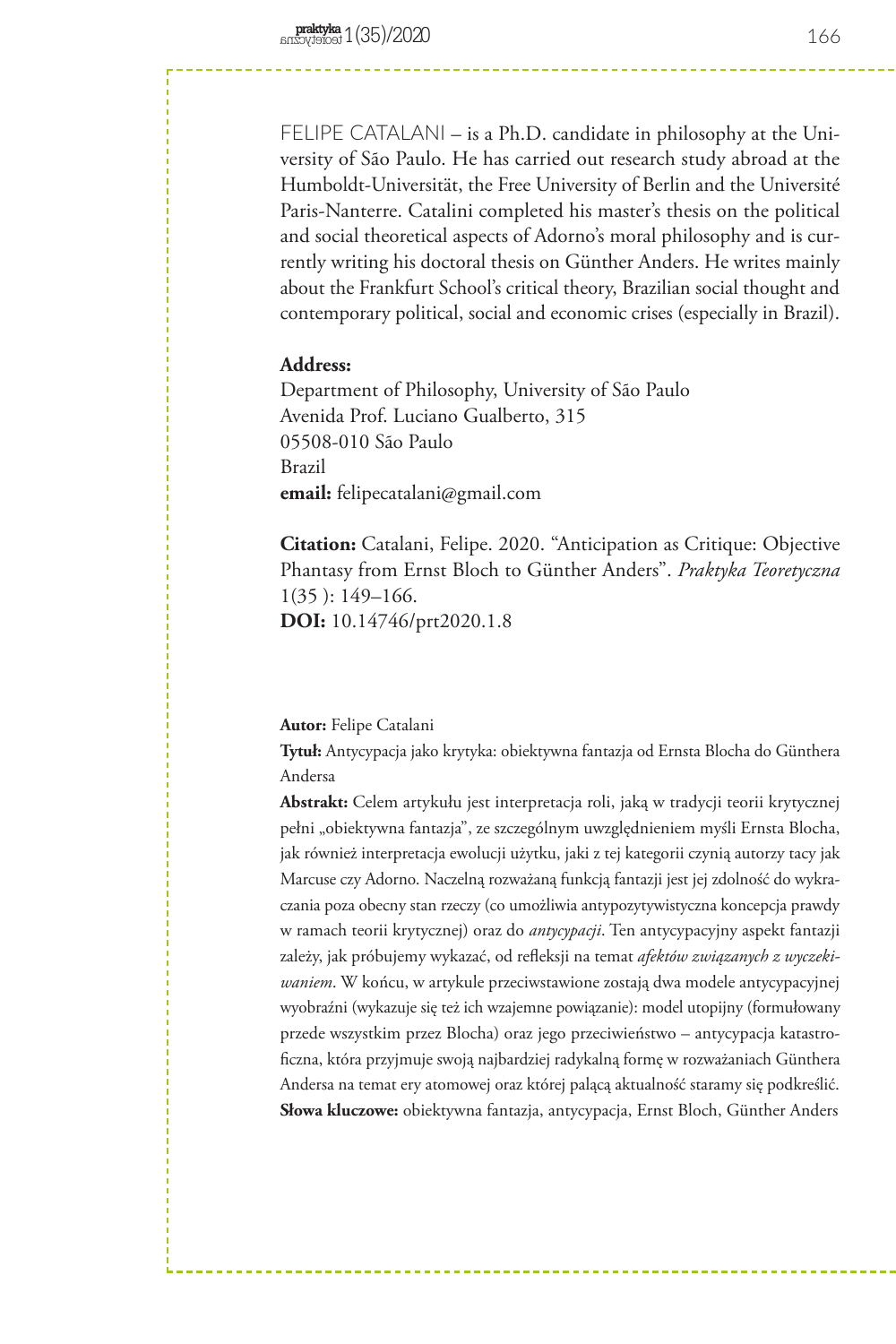FELIPE CATALANI – is a Ph.D. candidate in philosophy at the University of São Paulo. He has carried out research study abroad at the Humboldt-Universität, the Free University of Berlin and the Université Paris-Nanterre. Catalini completed his master's thesis on the political and social theoretical aspects of Adorno's moral philosophy and is currently writing his doctoral thesis on Günther Anders. He writes mainly about the Frankfurt School's critical theory, Brazilian social thought and contemporary political, social and economic crises (especially in Brazil).

**Address:**
Department of Philosophy, University of São Paulo
Avenida Prof. Luciano Gualberto, 315
05508-010 São Paulo
Brazil
**email:** felipecatalani@gmail.com

**Citation:** Catalani, Felipe. 2020. "Anticipation as Critique: Objective Phantasy from Ernst Bloch to Günther Anders". *Praktyka Teoretyczna* 1(35 ): 149–166.
**DOI:** 10.14746/prt2020.1.8

**Autor:** Felipe Catalani

**Tytuł:** Antycypacja jako krytyka: obiektywna fantazja od Ernsta Blocha do Günthera Andersa

**Abstrakt:** Celem artykułu jest interpretacja roli, jaką w tradycji teorii krytycznej pełni „obiektywna fantazja", ze szczególnym uwzględnieniem myśli Ernsta Blocha, jak również interpretacja ewolucji użytku, jaki z tej kategorii czynią autorzy tacy jak Marcuse czy Adorno. Naczelną rozważaną funkcją fantazji jest jej zdolność do wykraczania poza obecny stan rzeczy (co umożliwia antypozytywistyczna koncepcja prawdy w ramach teorii krytycznej) oraz do *antycypacji*. Ten antycypacyjny aspekt fantazji zależy, jak próbujemy wykazać, od refleksji na temat *afektów związanych z wyczekiwaniem*. W końcu, w artykule przeciwstawione zostają dwa modele antycypacyjnej wyobraźni (wykazuje się też ich wzajemne powiązanie): model utopijny (formułowany przede wszystkim przez Blocha) oraz jego przeciwieństwo – antycypacja katastroficzna, która przyjmuje swoją najbardziej radykalną formę w rozważaniach Günthera Andersa na temat ery atomowej oraz której palącą aktualność staramy się podkreślić.
**Słowa kluczowe:** obiektywna fantazja, antycypacja, Ernst Bloch, Günther Anders